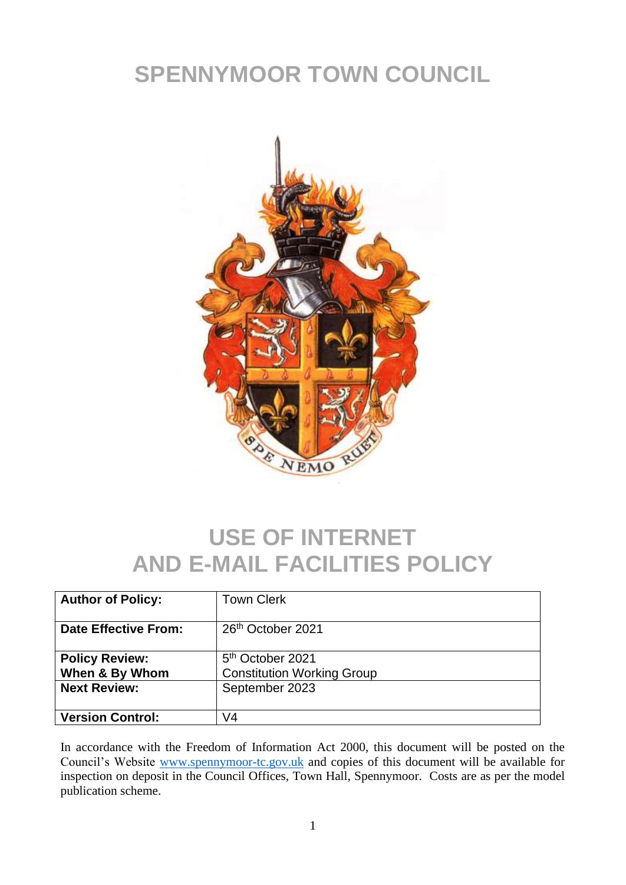# SPENNYMOOR TOWN COUNCIL

# USE OF INTERNET AND E-MAIL FACILITIES POLICY

| **Author of Policy:** | Town Clerk |
|---|---|
| **Date Effective From:** | 26th October 2021 |
| **Policy Review: When & By Whom** | 5th October 2021 Constitution Working Group |
| **Next Review:** | September 2023 |
| **Version Control:** | V4 |

In accordance with the Freedom of Information Act 2000, this document will be posted on the Council's Website www.spennymoor-tc.gov.uk and copies of this document will be available for inspection on deposit in the Council Offices, Town Hall, Spennymoor. Costs are as per the model publication scheme.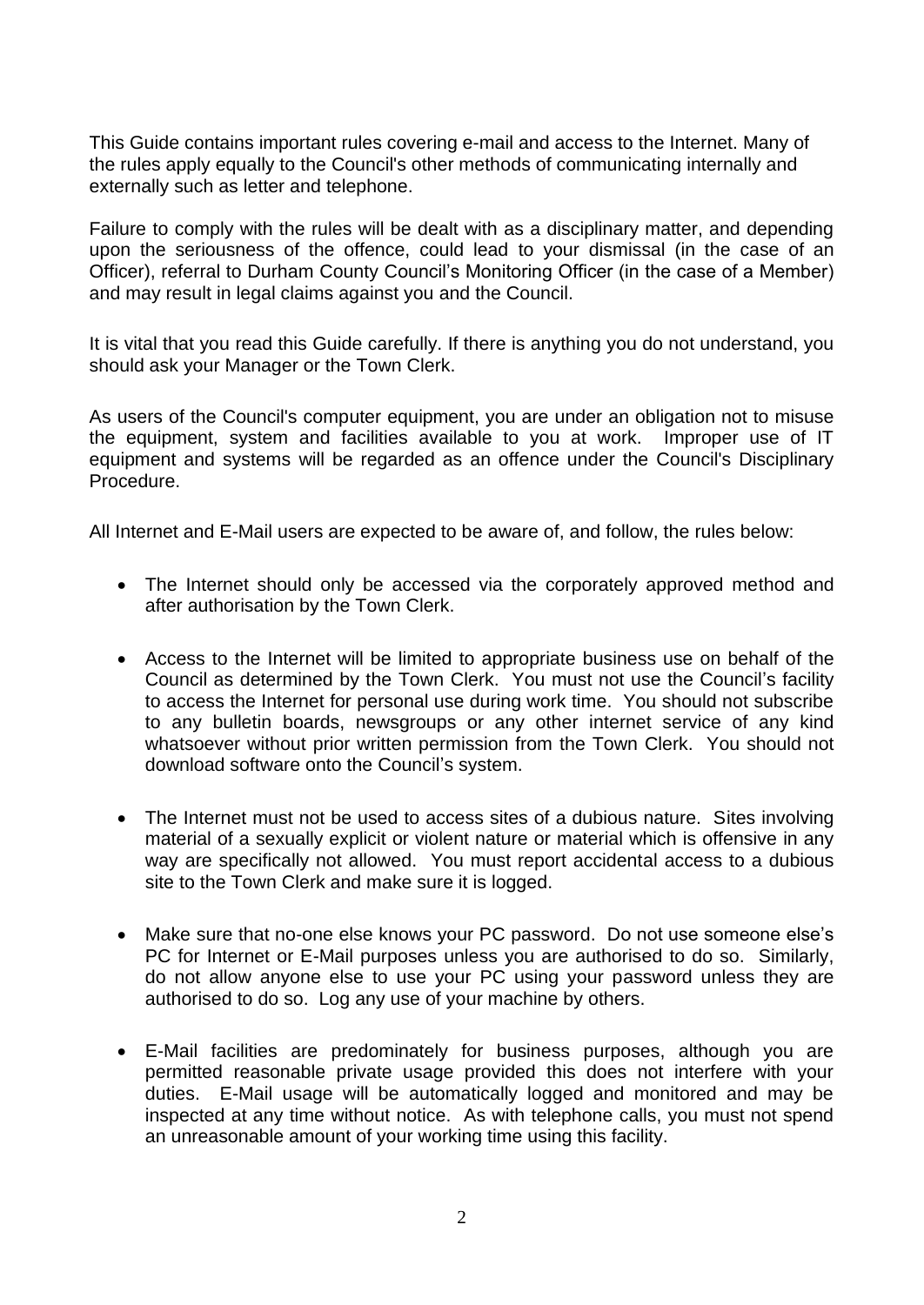This Guide contains important rules covering e-mail and access to the Internet. Many of the rules apply equally to the Council's other methods of communicating internally and externally such as letter and telephone.

Failure to comply with the rules will be dealt with as a disciplinary matter, and depending upon the seriousness of the offence, could lead to your dismissal (in the case of an Officer), referral to Durham County Council's Monitoring Officer (in the case of a Member) and may result in legal claims against you and the Council.

It is vital that you read this Guide carefully. If there is anything you do not understand, you should ask your Manager or the Town Clerk.

As users of the Council's computer equipment, you are under an obligation not to misuse the equipment, system and facilities available to you at work. Improper use of IT equipment and systems will be regarded as an offence under the Council's Disciplinary Procedure.

All Internet and E-Mail users are expected to be aware of, and follow, the rules below:

- The Internet should only be accessed via the corporately approved method and after authorisation by the Town Clerk.
- Access to the Internet will be limited to appropriate business use on behalf of the Council as determined by the Town Clerk. You must not use the Council's facility to access the Internet for personal use during work time. You should not subscribe to any bulletin boards, newsgroups or any other internet service of any kind whatsoever without prior written permission from the Town Clerk. You should not download software onto the Council's system.
- The Internet must not be used to access sites of a dubious nature. Sites involving material of a sexually explicit or violent nature or material which is offensive in any way are specifically not allowed. You must report accidental access to a dubious site to the Town Clerk and make sure it is logged.
- Make sure that no-one else knows your PC password. Do not use someone else's PC for Internet or E-Mail purposes unless you are authorised to do so. Similarly, do not allow anyone else to use your PC using your password unless they are authorised to do so. Log any use of your machine by others.
- E-Mail facilities are predominately for business purposes, although you are permitted reasonable private usage provided this does not interfere with your duties. E-Mail usage will be automatically logged and monitored and may be inspected at any time without notice. As with telephone calls, you must not spend an unreasonable amount of your working time using this facility.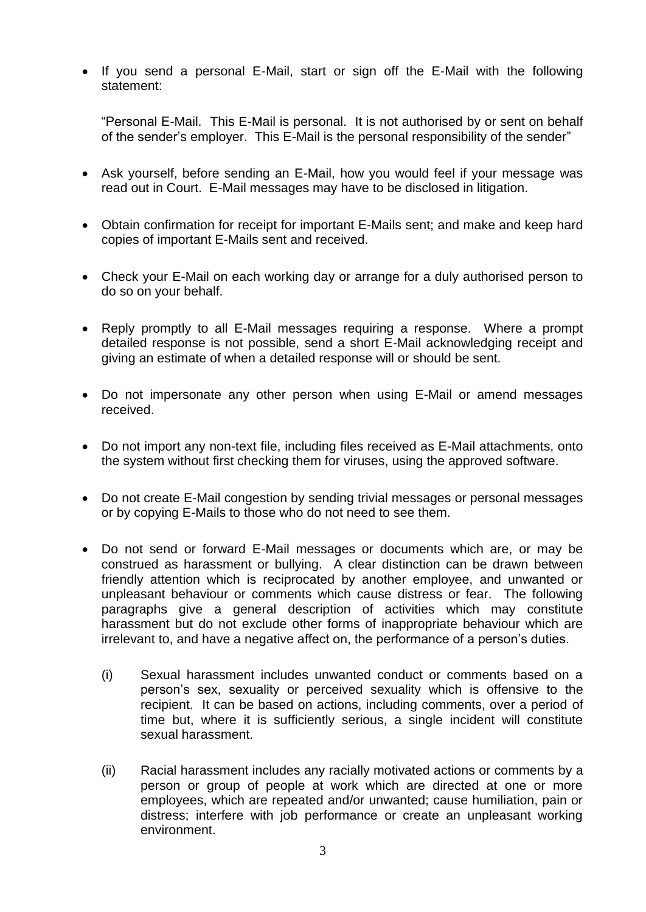- If you send a personal E-Mail, start or sign off the E-Mail with the following statement:

  "Personal E-Mail. This E-Mail is personal. It is not authorised by or sent on behalf of the sender's employer. This E-Mail is the personal responsibility of the sender"

- Ask yourself, before sending an E-Mail, how you would feel if your message was read out in Court. E-Mail messages may have to be disclosed in litigation.

- Obtain confirmation for receipt for important E-Mails sent; and make and keep hard copies of important E-Mails sent and received.

- Check your E-Mail on each working day or arrange for a duly authorised person to do so on your behalf.

- Reply promptly to all E-Mail messages requiring a response. Where a prompt detailed response is not possible, send a short E-Mail acknowledging receipt and giving an estimate of when a detailed response will or should be sent.

- Do not impersonate any other person when using E-Mail or amend messages received.

- Do not import any non-text file, including files received as E-Mail attachments, onto the system without first checking them for viruses, using the approved software.

- Do not create E-Mail congestion by sending trivial messages or personal messages or by copying E-Mails to those who do not need to see them.

- Do not send or forward E-Mail messages or documents which are, or may be construed as harassment or bullying. A clear distinction can be drawn between friendly attention which is reciprocated by another employee, and unwanted or unpleasant behaviour or comments which cause distress or fear. The following paragraphs give a general description of activities which may constitute harassment but do not exclude other forms of inappropriate behaviour which are irrelevant to, and have a negative affect on, the performance of a person's duties.

  (i) Sexual harassment includes unwanted conduct or comments based on a person's sex, sexuality or perceived sexuality which is offensive to the recipient. It can be based on actions, including comments, over a period of time but, where it is sufficiently serious, a single incident will constitute sexual harassment.

  (ii) Racial harassment includes any racially motivated actions or comments by a person or group of people at work which are directed at one or more employees, which are repeated and/or unwanted; cause humiliation, pain or distress; interfere with job performance or create an unpleasant working environment.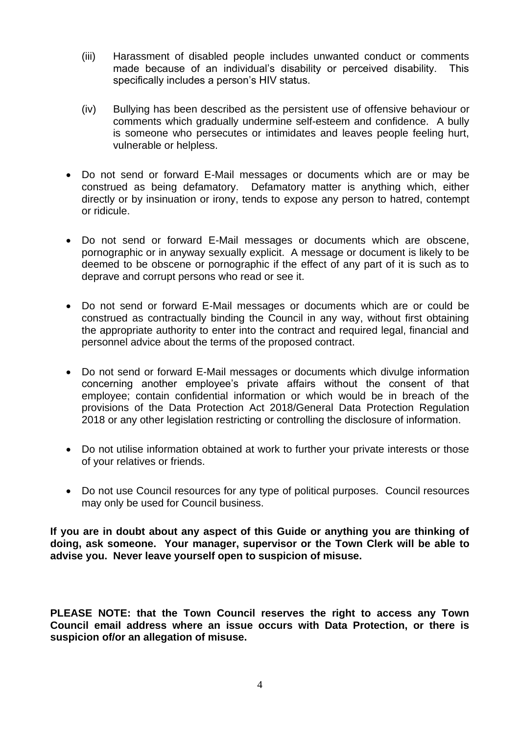(iii) Harassment of disabled people includes unwanted conduct or comments made because of an individual's disability or perceived disability. This specifically includes a person's HIV status.

(iv) Bullying has been described as the persistent use of offensive behaviour or comments which gradually undermine self-esteem and confidence. A bully is someone who persecutes or intimidates and leaves people feeling hurt, vulnerable or helpless.

- Do not send or forward E-Mail messages or documents which are or may be construed as being defamatory. Defamatory matter is anything which, either directly or by insinuation or irony, tends to expose any person to hatred, contempt or ridicule.

- Do not send or forward E-Mail messages or documents which are obscene, pornographic or in anyway sexually explicit. A message or document is likely to be deemed to be obscene or pornographic if the effect of any part of it is such as to deprave and corrupt persons who read or see it.

- Do not send or forward E-Mail messages or documents which are or could be construed as contractually binding the Council in any way, without first obtaining the appropriate authority to enter into the contract and required legal, financial and personnel advice about the terms of the proposed contract.

- Do not send or forward E-Mail messages or documents which divulge information concerning another employee's private affairs without the consent of that employee; contain confidential information or which would be in breach of the provisions of the Data Protection Act 2018/General Data Protection Regulation 2018 or any other legislation restricting or controlling the disclosure of information.

- Do not utilise information obtained at work to further your private interests or those of your relatives or friends.

- Do not use Council resources for any type of political purposes. Council resources may only be used for Council business.

**If you are in doubt about any aspect of this Guide or anything you are thinking of doing, ask someone. Your manager, supervisor or the Town Clerk will be able to advise you. Never leave yourself open to suspicion of misuse.**

**PLEASE NOTE: that the Town Council reserves the right to access any Town Council email address where an issue occurs with Data Protection, or there is suspicion of/or an allegation of misuse.**